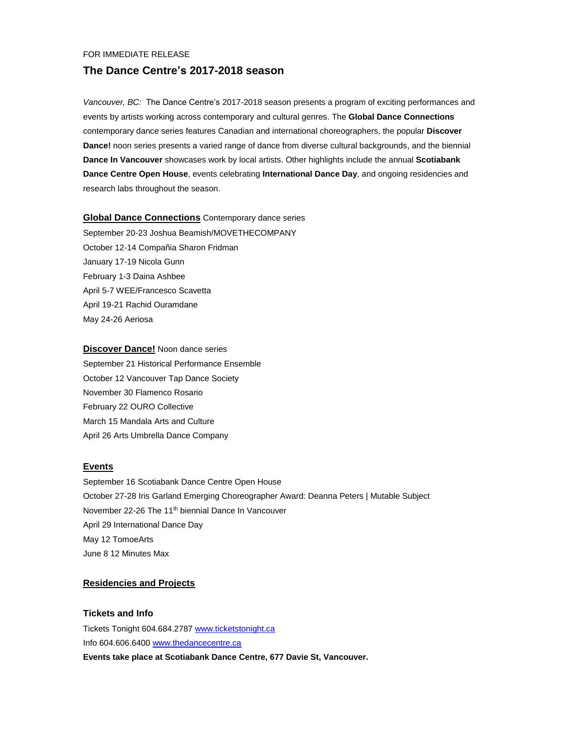FOR IMMEDIATE RELEASE

# The Dance Centre's 2017-2018 season

*Vancouver, BC:* The Dance Centre's 2017-2018 season presents a program of exciting performances and events by artists working across contemporary and cultural genres. The **Global Dance Connections** contemporary dance series features Canadian and international choreographers, the popular **Discover Dance!** noon series presents a varied range of dance from diverse cultural backgrounds, and the biennial **Dance In Vancouver** showcases work by local artists. Other highlights include the annual **Scotiabank Dance Centre Open House**, events celebrating **International Dance Day**, and ongoing residencies and research labs throughout the season.

**Global Dance Connections** Contemporary dance series

September 20-23 Joshua Beamish/MOVETHECOMPANY
October 12-14 Compañia Sharon Fridman
January 17-19 Nicola Gunn
February 1-3 Daina Ashbee
April 5-7 WEE/Francesco Scavetta
April 19-21 Rachid Ouramdane
May 24-26 Aeriosa

**Discover Dance!** Noon dance series

September 21 Historical Performance Ensemble
October 12 Vancouver Tap Dance Society
November 30 Flamenco Rosario
February 22 OURO Collective
March 15 Mandala Arts and Culture
April 26 Arts Umbrella Dance Company

## Events

September 16 Scotiabank Dance Centre Open House
October 27-28 Iris Garland Emerging Choreographer Award: Deanna Peters | Mutable Subject
November 22-26 The 11th biennial Dance In Vancouver
April 29 International Dance Day
May 12 TomoeArts
June 8 12 Minutes Max

## Residencies and Projects

## Tickets and Info

Tickets Tonight 604.684.2787 www.ticketstonight.ca
Info 604.606.6400 www.thedancecentre.ca
**Events take place at Scotiabank Dance Centre, 677 Davie St, Vancouver.**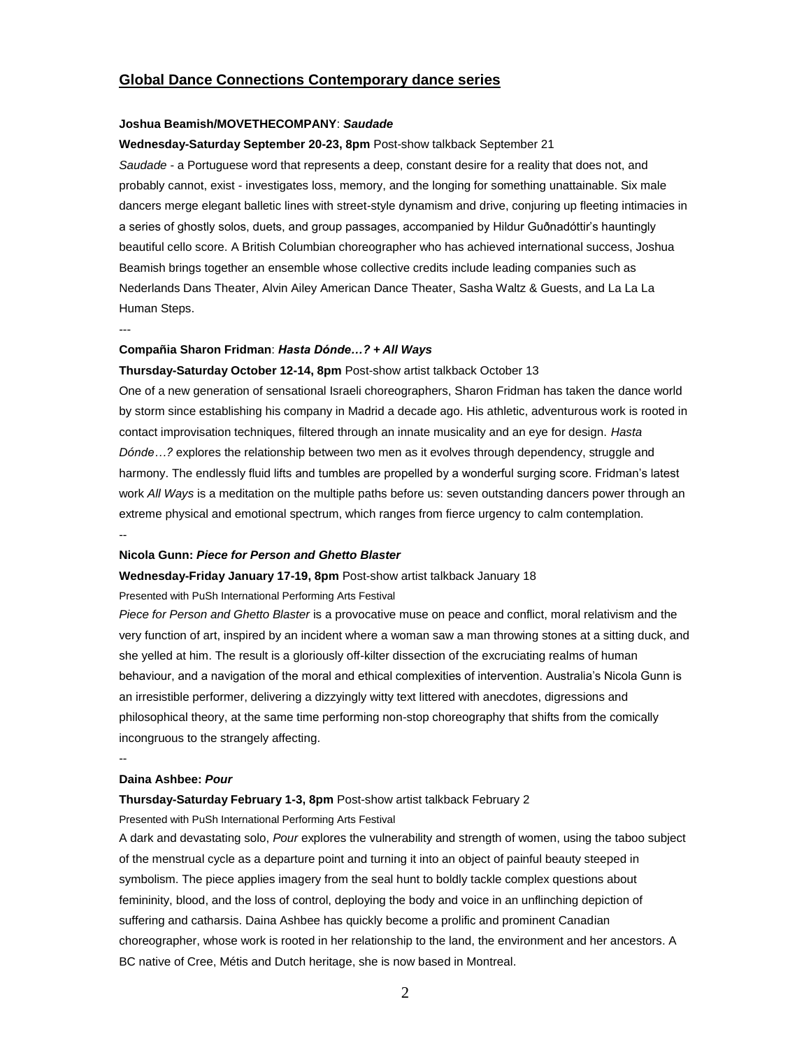## Global Dance Connections Contemporary dance series

**Joshua Beamish/MOVETHECOMPANY**: ***Saudade***

**Wednesday-Saturday September 20-23, 8pm** Post-show talkback September 21

*Saudade* - a Portuguese word that represents a deep, constant desire for a reality that does not, and probably cannot, exist - investigates loss, memory, and the longing for something unattainable. Six male dancers merge elegant balletic lines with street-style dynamism and drive, conjuring up fleeting intimacies in a series of ghostly solos, duets, and group passages, accompanied by Hildur Guðnadóttir's hauntingly beautiful cello score. A British Columbian choreographer who has achieved international success, Joshua Beamish brings together an ensemble whose collective credits include leading companies such as Nederlands Dans Theater, Alvin Ailey American Dance Theater, Sasha Waltz & Guests, and La La La Human Steps.

---

**Compañia Sharon Fridman**: ***Hasta Dónde…? + All Ways***

**Thursday-Saturday October 12-14, 8pm** Post-show artist talkback October 13

One of a new generation of sensational Israeli choreographers, Sharon Fridman has taken the dance world by storm since establishing his company in Madrid a decade ago. His athletic, adventurous work is rooted in contact improvisation techniques, filtered through an innate musicality and an eye for design. *Hasta Dónde…?* explores the relationship between two men as it evolves through dependency, struggle and harmony. The endlessly fluid lifts and tumbles are propelled by a wonderful surging score. Fridman's latest work *All Ways* is a meditation on the multiple paths before us: seven outstanding dancers power through an extreme physical and emotional spectrum, which ranges from fierce urgency to calm contemplation.

--

**Nicola Gunn: *Piece for Person and Ghetto Blaster***

**Wednesday-Friday January 17-19, 8pm** Post-show artist talkback January 18

Presented with PuSh International Performing Arts Festival

*Piece for Person and Ghetto Blaster* is a provocative muse on peace and conflict, moral relativism and the very function of art, inspired by an incident where a woman saw a man throwing stones at a sitting duck, and she yelled at him. The result is a gloriously off-kilter dissection of the excruciating realms of human behaviour, and a navigation of the moral and ethical complexities of intervention. Australia's Nicola Gunn is an irresistible performer, delivering a dizzyingly witty text littered with anecdotes, digressions and philosophical theory, at the same time performing non-stop choreography that shifts from the comically incongruous to the strangely affecting.

--

**Daina Ashbee: *Pour***

**Thursday-Saturday February 1-3, 8pm** Post-show artist talkback February 2

Presented with PuSh International Performing Arts Festival

A dark and devastating solo, *Pour* explores the vulnerability and strength of women, using the taboo subject of the menstrual cycle as a departure point and turning it into an object of painful beauty steeped in symbolism. The piece applies imagery from the seal hunt to boldly tackle complex questions about femininity, blood, and the loss of control, deploying the body and voice in an unflinching depiction of suffering and catharsis. Daina Ashbee has quickly become a prolific and prominent Canadian choreographer, whose work is rooted in her relationship to the land, the environment and her ancestors. A BC native of Cree, Métis and Dutch heritage, she is now based in Montreal.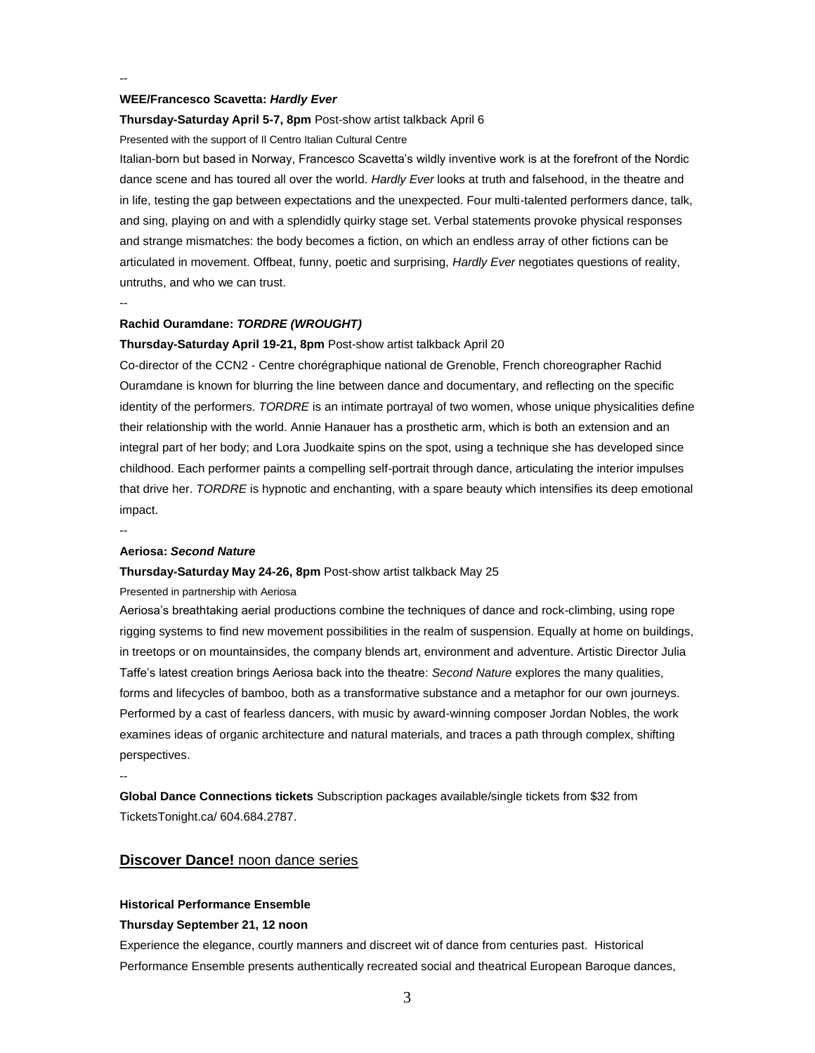--

**WEE/Francesco Scavetta: *Hardly Ever***

**Thursday-Saturday April 5-7, 8pm** Post-show artist talkback April 6

Presented with the support of Il Centro Italian Cultural Centre

Italian-born but based in Norway, Francesco Scavetta's wildly inventive work is at the forefront of the Nordic dance scene and has toured all over the world. *Hardly Ever* looks at truth and falsehood, in the theatre and in life, testing the gap between expectations and the unexpected. Four multi-talented performers dance, talk, and sing, playing on and with a splendidly quirky stage set. Verbal statements provoke physical responses and strange mismatches: the body becomes a fiction, on which an endless array of other fictions can be articulated in movement. Offbeat, funny, poetic and surprising, *Hardly Ever* negotiates questions of reality, untruths, and who we can trust.

--

**Rachid Ouramdane: *TORDRE (WROUGHT)***

**Thursday-Saturday April 19-21, 8pm** Post-show artist talkback April 20

Co-director of the CCN2 - Centre chorégraphique national de Grenoble, French choreographer Rachid Ouramdane is known for blurring the line between dance and documentary, and reflecting on the specific identity of the performers. *TORDRE* is an intimate portrayal of two women, whose unique physicalities define their relationship with the world. Annie Hanauer has a prosthetic arm, which is both an extension and an integral part of her body; and Lora Juodkaite spins on the spot, using a technique she has developed since childhood. Each performer paints a compelling self-portrait through dance, articulating the interior impulses that drive her. *TORDRE* is hypnotic and enchanting, with a spare beauty which intensifies its deep emotional impact.

--

**Aeriosa: *Second Nature***

**Thursday-Saturday May 24-26, 8pm** Post-show artist talkback May 25

Presented in partnership with Aeriosa

Aeriosa's breathtaking aerial productions combine the techniques of dance and rock-climbing, using rope rigging systems to find new movement possibilities in the realm of suspension. Equally at home on buildings, in treetops or on mountainsides, the company blends art, environment and adventure. Artistic Director Julia Taffe's latest creation brings Aeriosa back into the theatre: *Second Nature* explores the many qualities, forms and lifecycles of bamboo, both as a transformative substance and a metaphor for our own journeys. Performed by a cast of fearless dancers, with music by award-winning composer Jordan Nobles, the work examines ideas of organic architecture and natural materials, and traces a path through complex, shifting perspectives.

--

**Global Dance Connections tickets** Subscription packages available/single tickets from $32 from TicketsTonight.ca/ 604.684.2787.

## **Discover Dance!** noon dance series

**Historical Performance Ensemble**

**Thursday September 21, 12 noon**

Experience the elegance, courtly manners and discreet wit of dance from centuries past. Historical Performance Ensemble presents authentically recreated social and theatrical European Baroque dances,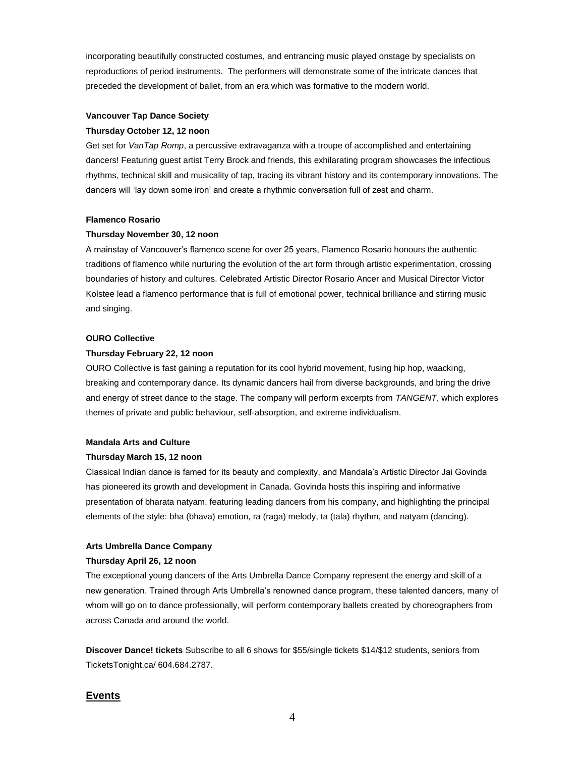incorporating beautifully constructed costumes, and entrancing music played onstage by specialists on reproductions of period instruments.  The performers will demonstrate some of the intricate dances that preceded the development of ballet, from an era which was formative to the modern world.

**Vancouver Tap Dance Society**

**Thursday October 12, 12 noon**

Get set for *VanTap Romp*, a percussive extravaganza with a troupe of accomplished and entertaining dancers! Featuring guest artist Terry Brock and friends, this exhilarating program showcases the infectious rhythms, technical skill and musicality of tap, tracing its vibrant history and its contemporary innovations. The dancers will 'lay down some iron' and create a rhythmic conversation full of zest and charm.

**Flamenco Rosario**

**Thursday November 30, 12 noon**

A mainstay of Vancouver's flamenco scene for over 25 years, Flamenco Rosario honours the authentic traditions of flamenco while nurturing the evolution of the art form through artistic experimentation, crossing boundaries of history and cultures. Celebrated Artistic Director Rosario Ancer and Musical Director Victor Kolstee lead a flamenco performance that is full of emotional power, technical brilliance and stirring music and singing.

**OURO Collective**

**Thursday February 22, 12 noon**

OURO Collective is fast gaining a reputation for its cool hybrid movement, fusing hip hop, waacking, breaking and contemporary dance. Its dynamic dancers hail from diverse backgrounds, and bring the drive and energy of street dance to the stage. The company will perform excerpts from *TANGENT*, which explores themes of private and public behaviour, self-absorption, and extreme individualism.

**Mandala Arts and Culture**

**Thursday March 15, 12 noon**

Classical Indian dance is famed for its beauty and complexity, and Mandala's Artistic Director Jai Govinda has pioneered its growth and development in Canada. Govinda hosts this inspiring and informative presentation of bharata natyam, featuring leading dancers from his company, and highlighting the principal elements of the style: bha (bhava) emotion, ra (raga) melody, ta (tala) rhythm, and natyam (dancing).

**Arts Umbrella Dance Company**

**Thursday April 26, 12 noon**

The exceptional young dancers of the Arts Umbrella Dance Company represent the energy and skill of a new generation. Trained through Arts Umbrella's renowned dance program, these talented dancers, many of whom will go on to dance professionally, will perform contemporary ballets created by choreographers from across Canada and around the world.

**Discover Dance! tickets** Subscribe to all 6 shows for $55/single tickets $14/$12 students, seniors from TicketsTonight.ca/ 604.684.2787.

## Events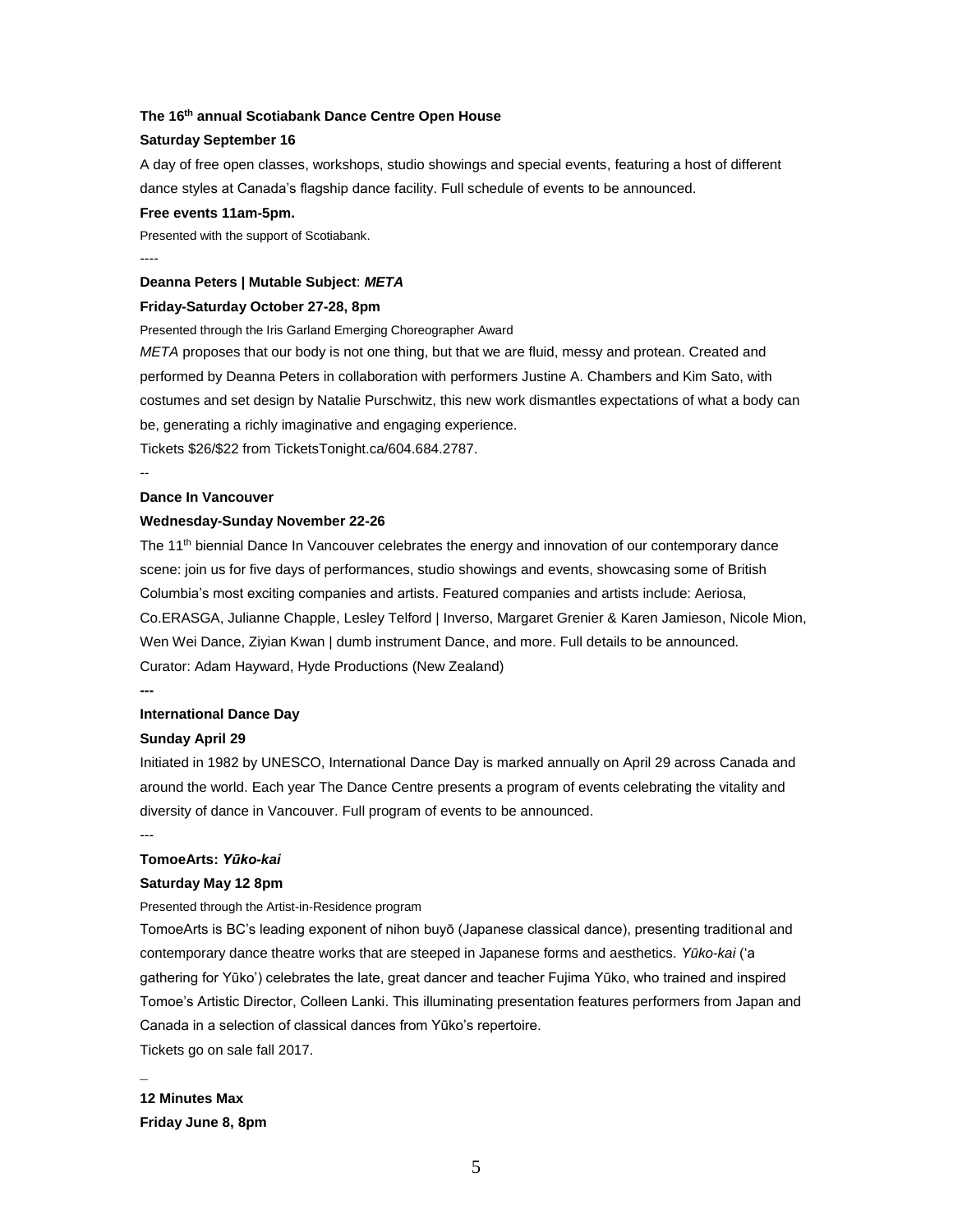**The 16th annual Scotiabank Dance Centre Open House**

**Saturday September 16**

A day of free open classes, workshops, studio showings and special events, featuring a host of different dance styles at Canada's flagship dance facility. Full schedule of events to be announced.

**Free events 11am-5pm.**

Presented with the support of Scotiabank.

----

**Deanna Peters | Mutable Subject**: ***META***

**Friday-Saturday October 27-28, 8pm**

Presented through the Iris Garland Emerging Choreographer Award

*META* proposes that our body is not one thing, but that we are fluid, messy and protean. Created and performed by Deanna Peters in collaboration with performers Justine A. Chambers and Kim Sato, with costumes and set design by Natalie Purschwitz, this new work dismantles expectations of what a body can be, generating a richly imaginative and engaging experience.

Tickets $26/$22 from TicketsTonight.ca/604.684.2787.

--

**Dance In Vancouver**

**Wednesday-Sunday November 22-26**

The 11th biennial Dance In Vancouver celebrates the energy and innovation of our contemporary dance scene: join us for five days of performances, studio showings and events, showcasing some of British Columbia's most exciting companies and artists. Featured companies and artists include: Aeriosa, Co.ERASGA, Julianne Chapple, Lesley Telford | Inverso, Margaret Grenier & Karen Jamieson, Nicole Mion, Wen Wei Dance, Ziyian Kwan | dumb instrument Dance, and more. Full details to be announced.

Curator: Adam Hayward, Hyde Productions (New Zealand)

**---**

**International Dance Day**

**Sunday April 29**

Initiated in 1982 by UNESCO, International Dance Day is marked annually on April 29 across Canada and around the world. Each year The Dance Centre presents a program of events celebrating the vitality and diversity of dance in Vancouver. Full program of events to be announced.

---

**TomoeArts:** ***Yūko-kai***

**Saturday May 12 8pm**

Presented through the Artist-in-Residence program

TomoeArts is BC's leading exponent of nihon buyō (Japanese classical dance), presenting traditional and contemporary dance theatre works that are steeped in Japanese forms and aesthetics. *Yūko-kai* ('a gathering for Yūko') celebrates the late, great dancer and teacher Fujima Yūko, who trained and inspired Tomoe's Artistic Director, Colleen Lanki. This illuminating presentation features performers from Japan and Canada in a selection of classical dances from Yūko's repertoire.

Tickets go on sale fall 2017.

_

**12 Minutes Max**

**Friday June 8, 8pm**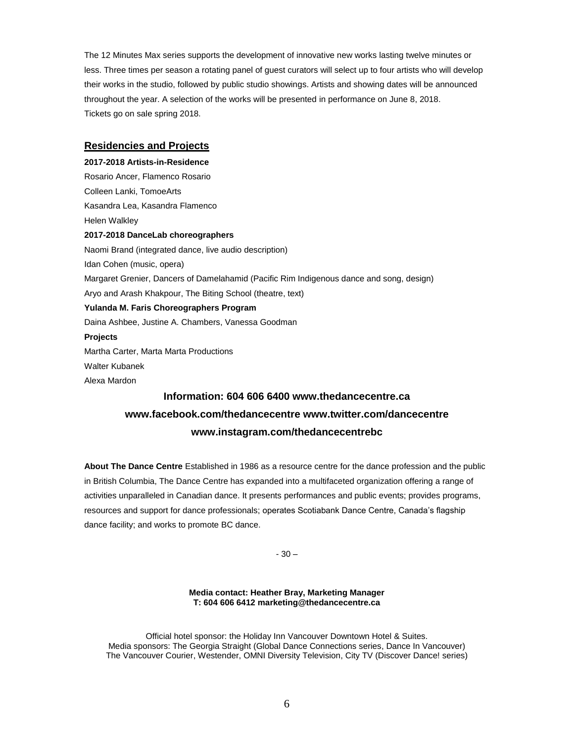The 12 Minutes Max series supports the development of innovative new works lasting twelve minutes or less. Three times per season a rotating panel of guest curators will select up to four artists who will develop their works in the studio, followed by public studio showings. Artists and showing dates will be announced throughout the year. A selection of the works will be presented in performance on June 8, 2018. Tickets go on sale spring 2018.

## Residencies and Projects

**2017-2018 Artists-in-Residence**

Rosario Ancer, Flamenco Rosario
Colleen Lanki, TomoeArts
Kasandra Lea, Kasandra Flamenco
Helen Walkley

**2017-2018 DanceLab choreographers**

Naomi Brand (integrated dance, live audio description)
Idan Cohen (music, opera)
Margaret Grenier, Dancers of Damelahamid (Pacific Rim Indigenous dance and song, design)
Aryo and Arash Khakpour, The Biting School (theatre, text)

**Yulanda M. Faris Choreographers Program**

Daina Ashbee, Justine A. Chambers, Vanessa Goodman

**Projects**

Martha Carter, Marta Marta Productions
Walter Kubanek
Alexa Mardon

**Information: 604 606 6400 www.thedancecentre.ca**

**www.facebook.com/thedancecentre www.twitter.com/dancecentre**

**www.instagram.com/thedancecentrebc**

**About The Dance Centre** Established in 1986 as a resource centre for the dance profession and the public in British Columbia, The Dance Centre has expanded into a multifaceted organization offering a range of activities unparalleled in Canadian dance. It presents performances and public events; provides programs, resources and support for dance professionals; operates Scotiabank Dance Centre, Canada's flagship dance facility; and works to promote BC dance.

- 30 –

**Media contact: Heather Bray, Marketing Manager**
**T: 604 606 6412 marketing@thedancecentre.ca**

Official hotel sponsor: the Holiday Inn Vancouver Downtown Hotel & Suites.
Media sponsors: The Georgia Straight (Global Dance Connections series, Dance In Vancouver)
The Vancouver Courier, Westender, OMNI Diversity Television, City TV (Discover Dance! series)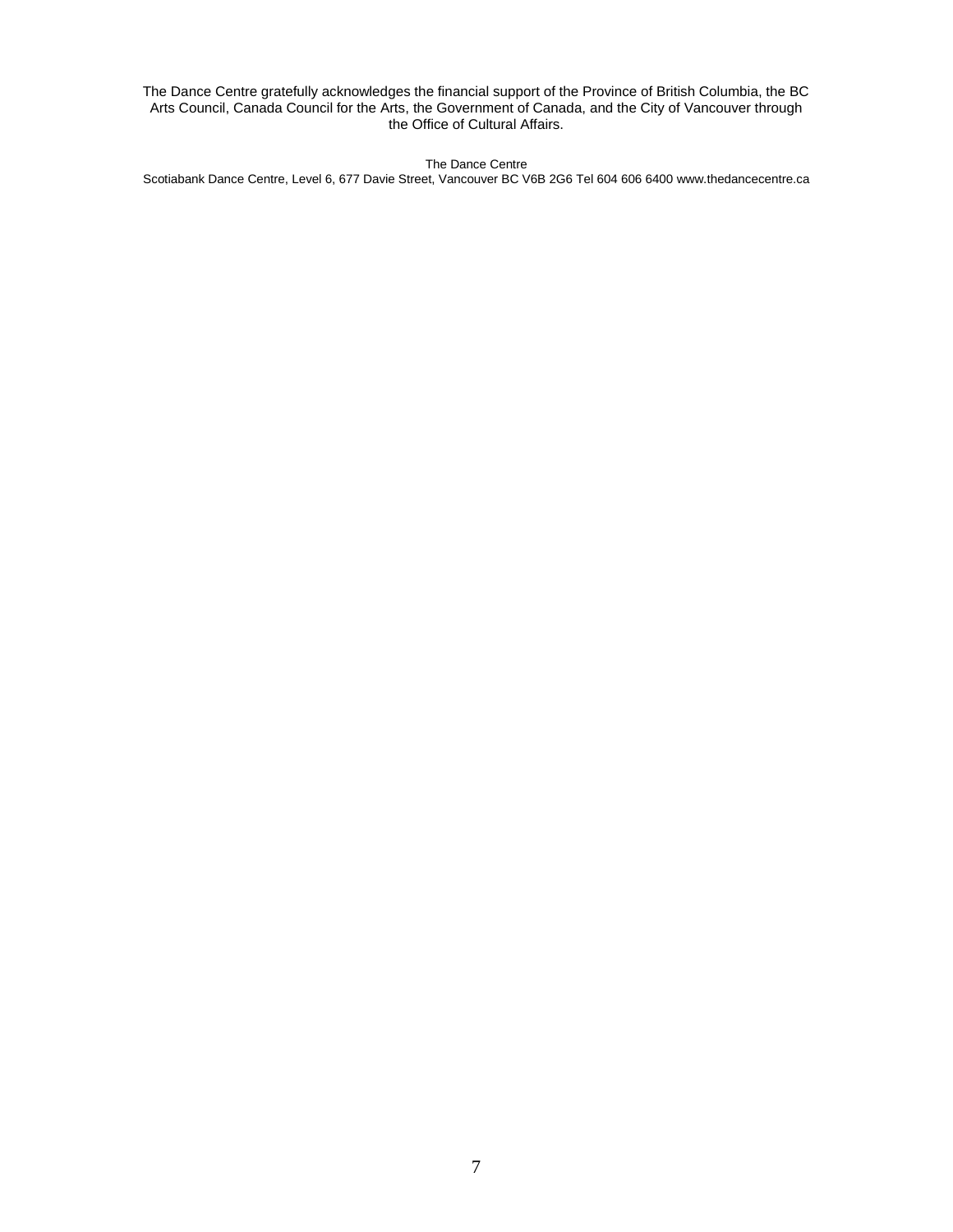The Dance Centre gratefully acknowledges the financial support of the Province of British Columbia, the BC Arts Council, Canada Council for the Arts, the Government of Canada, and the City of Vancouver through the Office of Cultural Affairs.

The Dance Centre
Scotiabank Dance Centre, Level 6, 677 Davie Street, Vancouver BC V6B 2G6 Tel 604 606 6400 www.thedancecentre.ca